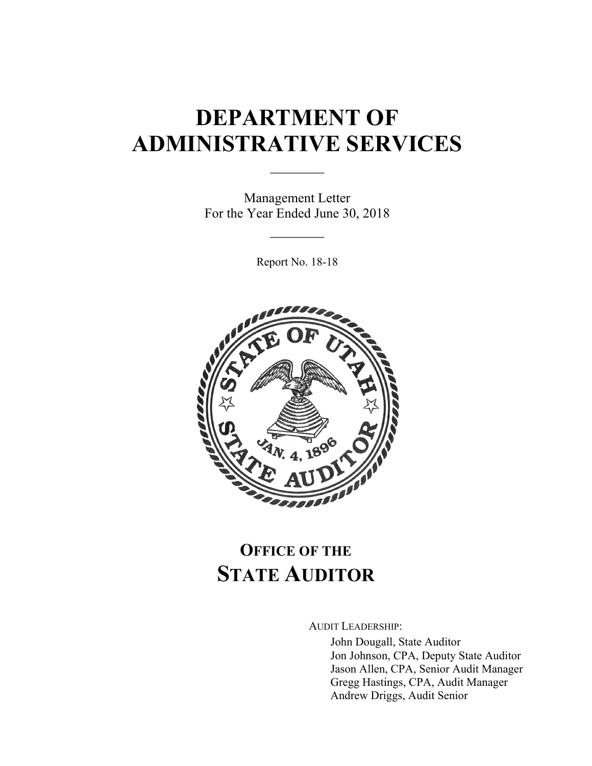# DEPARTMENT OF ADMINISTRATIVE SERVICES

________

Management Letter
For the Year Ended June 30, 2018

________

Report No. 18-18

## OFFICE OF THE STATE AUDITOR

AUDIT LEADERSHIP:

John Dougall, State Auditor
Jon Johnson, CPA, Deputy State Auditor
Jason Allen, CPA, Senior Audit Manager
Gregg Hastings, CPA, Audit Manager
Andrew Driggs, Audit Senior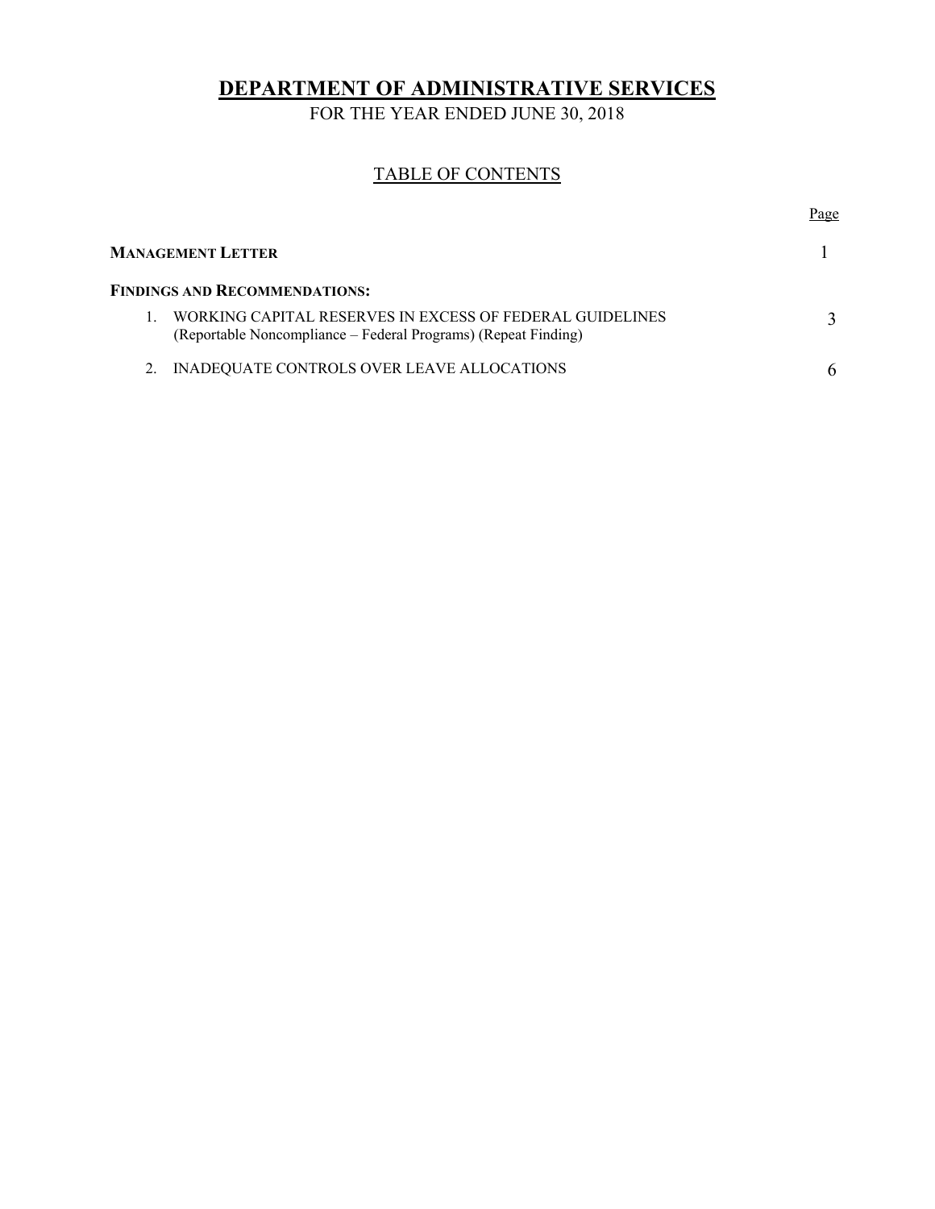# DEPARTMENT OF ADMINISTRATIVE SERVICES

FOR THE YEAR ENDED JUNE 30, 2018

## TABLE OF CONTENTS

| | Page |
|---|---|
| **MANAGEMENT LETTER** | 1 |
| **FINDINGS AND RECOMMENDATIONS:** | |
| 1. WORKING CAPITAL RESERVES IN EXCESS OF FEDERAL GUIDELINES (Reportable Noncompliance – Federal Programs) (Repeat Finding) | 3 |
| 2. INADEQUATE CONTROLS OVER LEAVE ALLOCATIONS | 6 |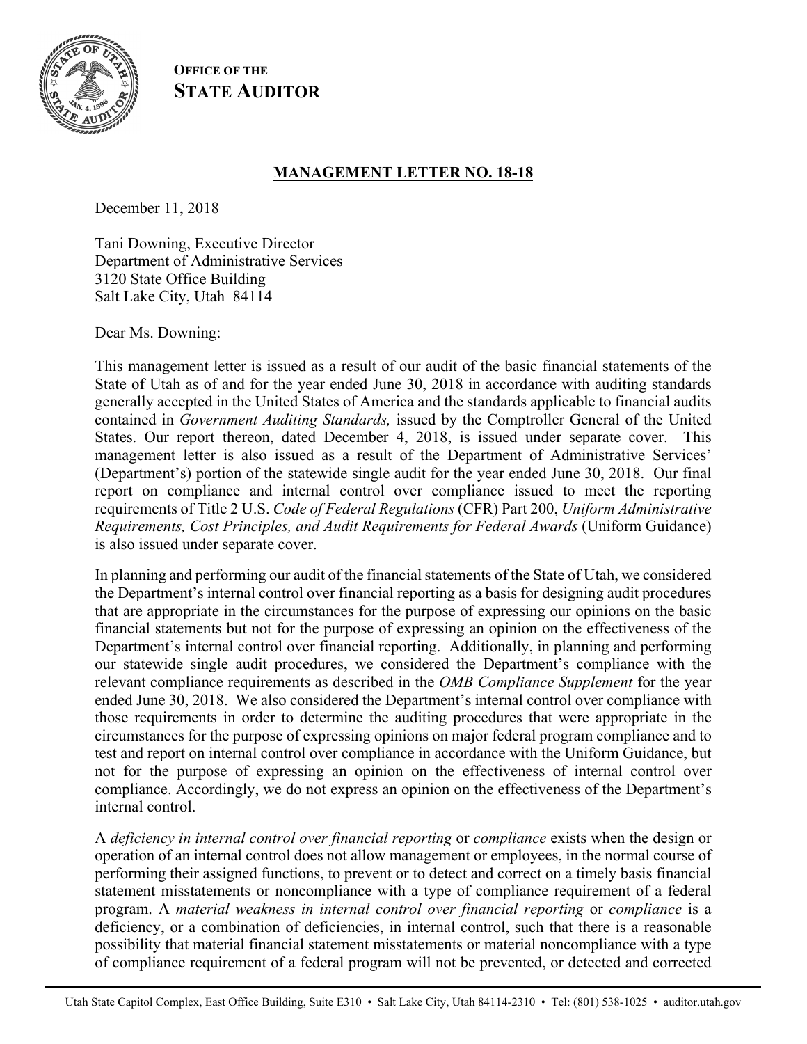**OFFICE OF THE STATE AUDITOR**

**MANAGEMENT LETTER NO. 18-18**

December 11, 2018

Tani Downing, Executive Director
Department of Administrative Services
3120 State Office Building
Salt Lake City, Utah 84114

Dear Ms. Downing:

This management letter is issued as a result of our audit of the basic financial statements of the State of Utah as of and for the year ended June 30, 2018 in accordance with auditing standards generally accepted in the United States of America and the standards applicable to financial audits contained in *Government Auditing Standards,* issued by the Comptroller General of the United States. Our report thereon, dated December 4, 2018, is issued under separate cover. This management letter is also issued as a result of the Department of Administrative Services' (Department's) portion of the statewide single audit for the year ended June 30, 2018. Our final report on compliance and internal control over compliance issued to meet the reporting requirements of Title 2 U.S. *Code of Federal Regulations* (CFR) Part 200, *Uniform Administrative Requirements, Cost Principles, and Audit Requirements for Federal Awards* (Uniform Guidance) is also issued under separate cover.

In planning and performing our audit of the financial statements of the State of Utah, we considered the Department's internal control over financial reporting as a basis for designing audit procedures that are appropriate in the circumstances for the purpose of expressing our opinions on the basic financial statements but not for the purpose of expressing an opinion on the effectiveness of the Department's internal control over financial reporting. Additionally, in planning and performing our statewide single audit procedures, we considered the Department's compliance with the relevant compliance requirements as described in the *OMB Compliance Supplement* for the year ended June 30, 2018. We also considered the Department's internal control over compliance with those requirements in order to determine the auditing procedures that were appropriate in the circumstances for the purpose of expressing opinions on major federal program compliance and to test and report on internal control over compliance in accordance with the Uniform Guidance, but not for the purpose of expressing an opinion on the effectiveness of internal control over compliance. Accordingly, we do not express an opinion on the effectiveness of the Department's internal control.

A *deficiency in internal control over financial reporting* or *compliance* exists when the design or operation of an internal control does not allow management or employees, in the normal course of performing their assigned functions, to prevent or to detect and correct on a timely basis financial statement misstatements or noncompliance with a type of compliance requirement of a federal program. A *material weakness in internal control over financial reporting* or *compliance* is a deficiency, or a combination of deficiencies, in internal control, such that there is a reasonable possibility that material financial statement misstatements or material noncompliance with a type of compliance requirement of a federal program will not be prevented, or detected and corrected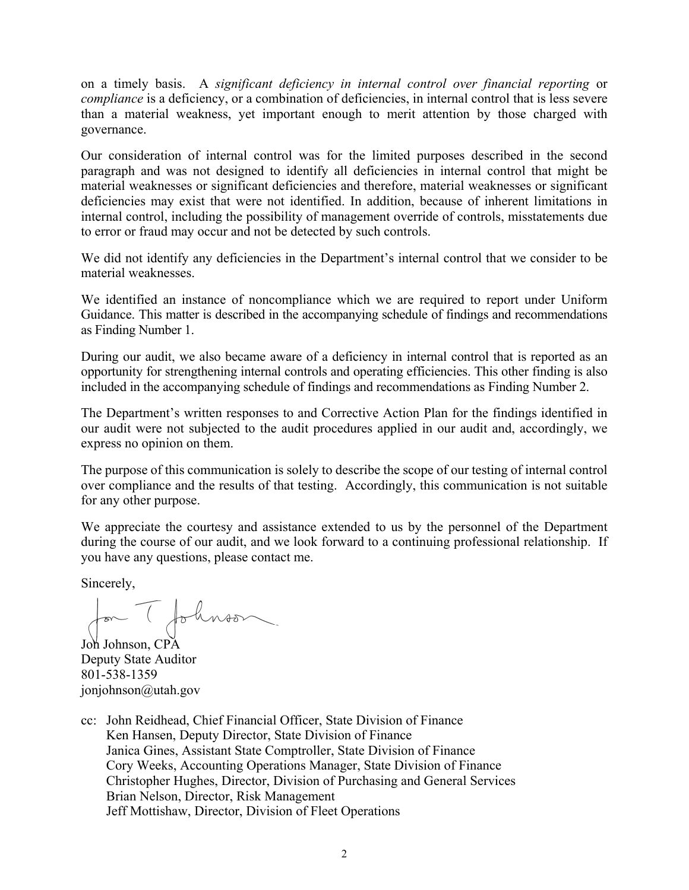on a timely basis. A *significant deficiency in internal control over financial reporting* or *compliance* is a deficiency, or a combination of deficiencies, in internal control that is less severe than a material weakness, yet important enough to merit attention by those charged with governance.

Our consideration of internal control was for the limited purposes described in the second paragraph and was not designed to identify all deficiencies in internal control that might be material weaknesses or significant deficiencies and therefore, material weaknesses or significant deficiencies may exist that were not identified. In addition, because of inherent limitations in internal control, including the possibility of management override of controls, misstatements due to error or fraud may occur and not be detected by such controls.

We did not identify any deficiencies in the Department's internal control that we consider to be material weaknesses.

We identified an instance of noncompliance which we are required to report under Uniform Guidance. This matter is described in the accompanying schedule of findings and recommendations as Finding Number 1.

During our audit, we also became aware of a deficiency in internal control that is reported as an opportunity for strengthening internal controls and operating efficiencies. This other finding is also included in the accompanying schedule of findings and recommendations as Finding Number 2.

The Department's written responses to and Corrective Action Plan for the findings identified in our audit were not subjected to the audit procedures applied in our audit and, accordingly, we express no opinion on them.

The purpose of this communication is solely to describe the scope of our testing of internal control over compliance and the results of that testing. Accordingly, this communication is not suitable for any other purpose.

We appreciate the courtesy and assistance extended to us by the personnel of the Department during the course of our audit, and we look forward to a continuing professional relationship. If you have any questions, please contact me.

Sincerely,

Jon T Johnson

Jon Johnson, CPA
Deputy State Auditor
801-538-1359
jonjohnson@utah.gov

cc: John Reidhead, Chief Financial Officer, State Division of Finance
Ken Hansen, Deputy Director, State Division of Finance
Janica Gines, Assistant State Comptroller, State Division of Finance
Cory Weeks, Accounting Operations Manager, State Division of Finance
Christopher Hughes, Director, Division of Purchasing and General Services
Brian Nelson, Director, Risk Management
Jeff Mottishaw, Director, Division of Fleet Operations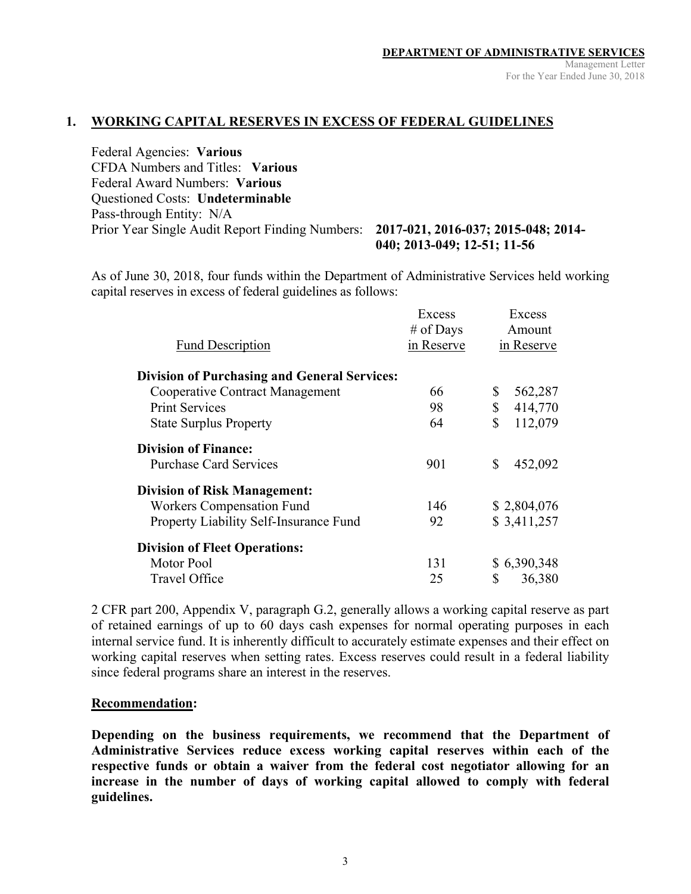## 1. WORKING CAPITAL RESERVES IN EXCESS OF FEDERAL GUIDELINES

Federal Agencies: **Various**
CFDA Numbers and Titles: **Various**
Federal Award Numbers: **Various**
Questioned Costs: **Undeterminable**
Pass-through Entity: N/A
Prior Year Single Audit Report Finding Numbers: **2017-021, 2016-037; 2015-048; 2014-040; 2013-049; 12-51; 11-56**

As of June 30, 2018, four funds within the Department of Administrative Services held working capital reserves in excess of federal guidelines as follows:

| Fund Description | Excess # of Days in Reserve | Excess Amount in Reserve |
|---|---|---|
| **Division of Purchasing and General Services:** | | |
| Cooperative Contract Management | 66 | $ 562,287 |
| Print Services | 98 | $ 414,770 |
| State Surplus Property | 64 | $ 112,079 |
| **Division of Finance:** | | |
| Purchase Card Services | 901 | $ 452,092 |
| **Division of Risk Management:** | | |
| Workers Compensation Fund | 146 | $ 2,804,076 |
| Property Liability Self-Insurance Fund | 92 | $ 3,411,257 |
| **Division of Fleet Operations:** | | |
| Motor Pool | 131 | $ 6,390,348 |
| Travel Office | 25 | $ 36,380 |

2 CFR part 200, Appendix V, paragraph G.2, generally allows a working capital reserve as part of retained earnings of up to 60 days cash expenses for normal operating purposes in each internal service fund. It is inherently difficult to accurately estimate expenses and their effect on working capital reserves when setting rates. Excess reserves could result in a federal liability since federal programs share an interest in the reserves.

**Recommendation:**

**Depending on the business requirements, we recommend that the Department of Administrative Services reduce excess working capital reserves within each of the respective funds or obtain a waiver from the federal cost negotiator allowing for an increase in the number of days of working capital allowed to comply with federal guidelines.**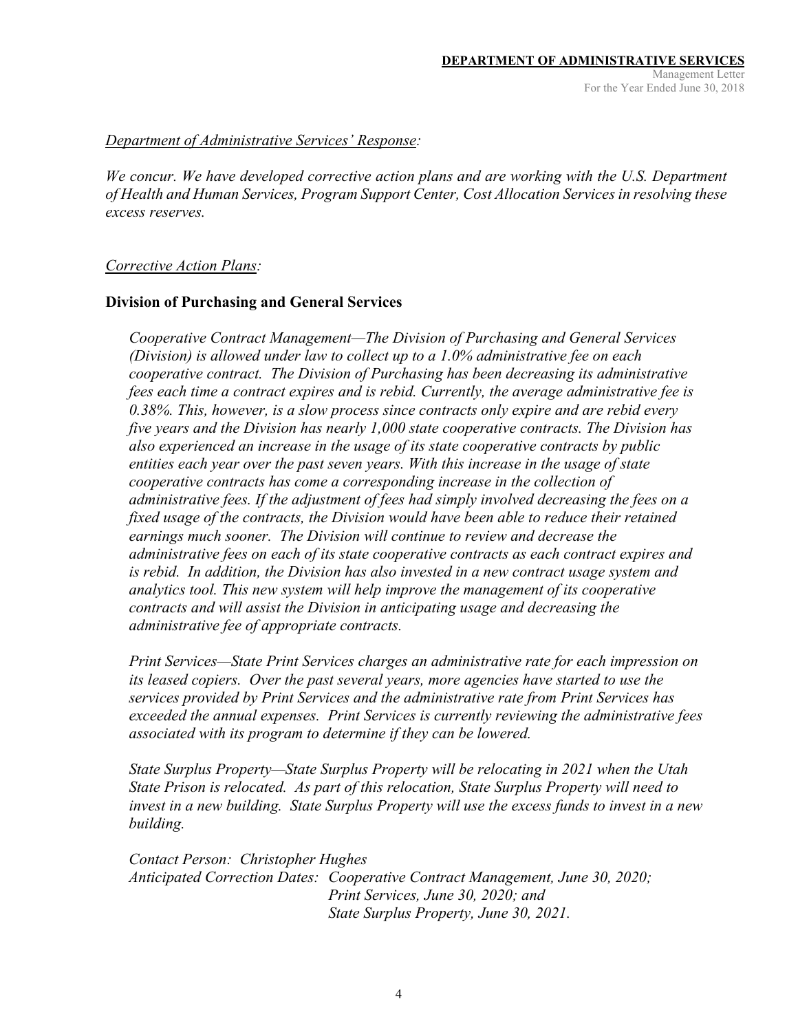*Department of Administrative Services' Response:*

*We concur. We have developed corrective action plans and are working with the U.S. Department of Health and Human Services, Program Support Center, Cost Allocation Services in resolving these excess reserves.*

*Corrective Action Plans:*

**Division of Purchasing and General Services**

*Cooperative Contract Management—The Division of Purchasing and General Services (Division) is allowed under law to collect up to a 1.0% administrative fee on each cooperative contract. The Division of Purchasing has been decreasing its administrative fees each time a contract expires and is rebid. Currently, the average administrative fee is 0.38%. This, however, is a slow process since contracts only expire and are rebid every five years and the Division has nearly 1,000 state cooperative contracts. The Division has also experienced an increase in the usage of its state cooperative contracts by public entities each year over the past seven years. With this increase in the usage of state cooperative contracts has come a corresponding increase in the collection of administrative fees. If the adjustment of fees had simply involved decreasing the fees on a fixed usage of the contracts, the Division would have been able to reduce their retained earnings much sooner. The Division will continue to review and decrease the administrative fees on each of its state cooperative contracts as each contract expires and is rebid. In addition, the Division has also invested in a new contract usage system and analytics tool. This new system will help improve the management of its cooperative contracts and will assist the Division in anticipating usage and decreasing the administrative fee of appropriate contracts.*

*Print Services—State Print Services charges an administrative rate for each impression on its leased copiers. Over the past several years, more agencies have started to use the services provided by Print Services and the administrative rate from Print Services has exceeded the annual expenses. Print Services is currently reviewing the administrative fees associated with its program to determine if they can be lowered.*

*State Surplus Property—State Surplus Property will be relocating in 2021 when the Utah State Prison is relocated. As part of this relocation, State Surplus Property will need to invest in a new building. State Surplus Property will use the excess funds to invest in a new building.*

*Contact Person: Christopher Hughes*
*Anticipated Correction Dates: Cooperative Contract Management, June 30, 2020;*
*Print Services, June 30, 2020; and*
*State Surplus Property, June 30, 2021.*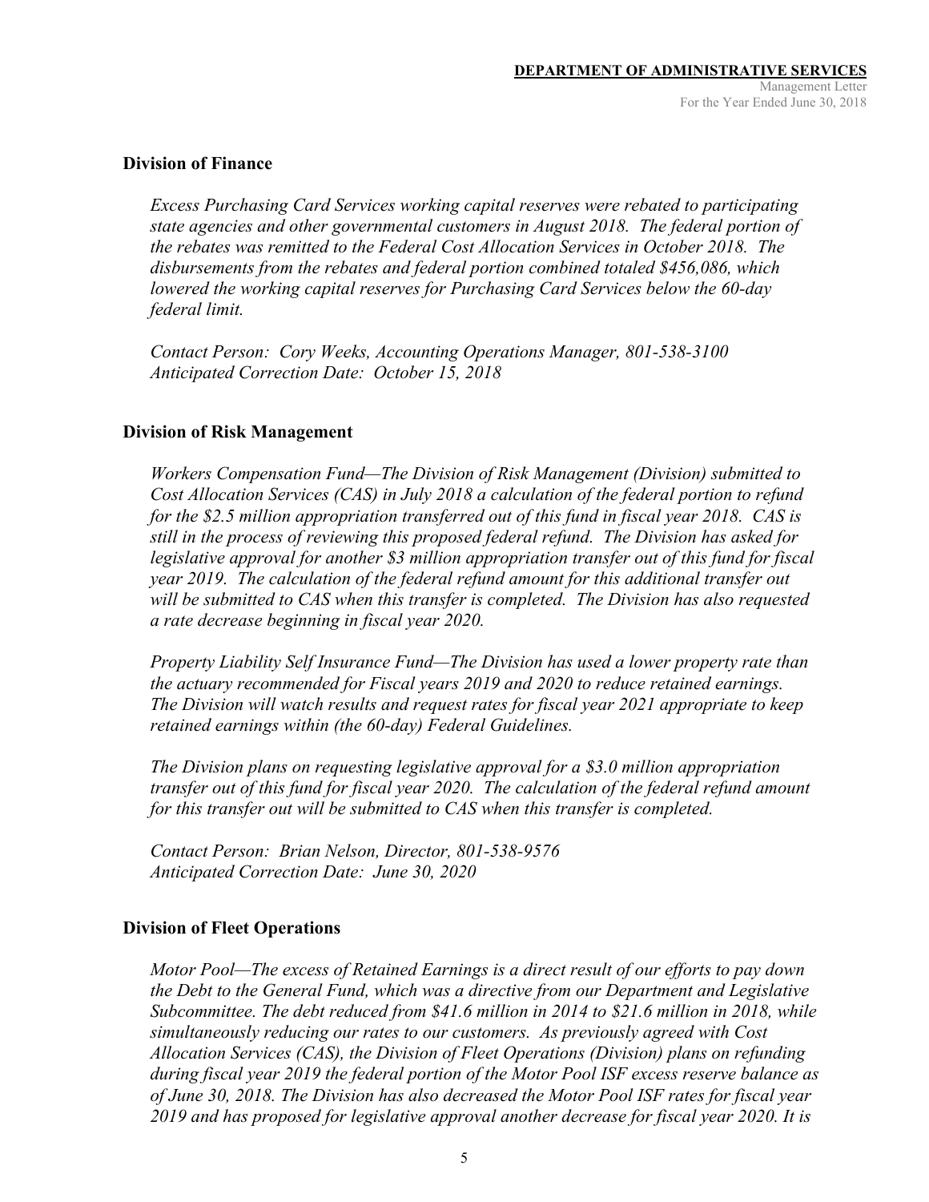## Division of Finance

*Excess Purchasing Card Services working capital reserves were rebated to participating state agencies and other governmental customers in August 2018. The federal portion of the rebates was remitted to the Federal Cost Allocation Services in October 2018. The disbursements from the rebates and federal portion combined totaled $456,086, which lowered the working capital reserves for Purchasing Card Services below the 60-day federal limit.*

*Contact Person: Cory Weeks, Accounting Operations Manager, 801-538-3100*
*Anticipated Correction Date: October 15, 2018*

## Division of Risk Management

*Workers Compensation Fund—The Division of Risk Management (Division) submitted to Cost Allocation Services (CAS) in July 2018 a calculation of the federal portion to refund for the $2.5 million appropriation transferred out of this fund in fiscal year 2018. CAS is still in the process of reviewing this proposed federal refund. The Division has asked for legislative approval for another $3 million appropriation transfer out of this fund for fiscal year 2019. The calculation of the federal refund amount for this additional transfer out will be submitted to CAS when this transfer is completed. The Division has also requested a rate decrease beginning in fiscal year 2020.*

*Property Liability Self Insurance Fund—The Division has used a lower property rate than the actuary recommended for Fiscal years 2019 and 2020 to reduce retained earnings. The Division will watch results and request rates for fiscal year 2021 appropriate to keep retained earnings within (the 60-day) Federal Guidelines.*

*The Division plans on requesting legislative approval for a $3.0 million appropriation transfer out of this fund for fiscal year 2020. The calculation of the federal refund amount for this transfer out will be submitted to CAS when this transfer is completed.*

*Contact Person: Brian Nelson, Director, 801-538-9576*
*Anticipated Correction Date: June 30, 2020*

## Division of Fleet Operations

*Motor Pool—The excess of Retained Earnings is a direct result of our efforts to pay down the Debt to the General Fund, which was a directive from our Department and Legislative Subcommittee. The debt reduced from $41.6 million in 2014 to $21.6 million in 2018, while simultaneously reducing our rates to our customers. As previously agreed with Cost Allocation Services (CAS), the Division of Fleet Operations (Division) plans on refunding during fiscal year 2019 the federal portion of the Motor Pool ISF excess reserve balance as of June 30, 2018. The Division has also decreased the Motor Pool ISF rates for fiscal year 2019 and has proposed for legislative approval another decrease for fiscal year 2020. It is*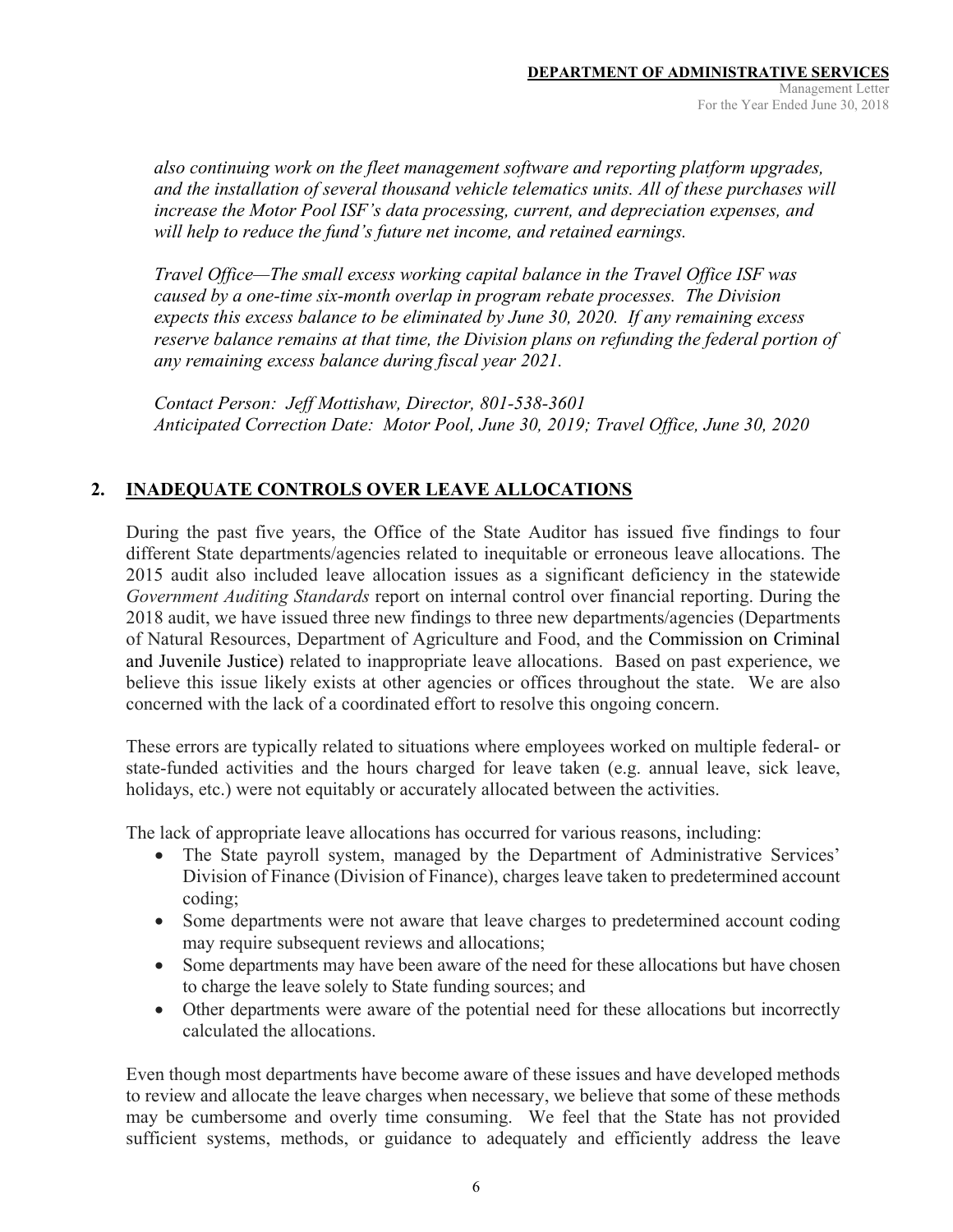*also continuing work on the fleet management software and reporting platform upgrades, and the installation of several thousand vehicle telematics units. All of these purchases will increase the Motor Pool ISF's data processing, current, and depreciation expenses, and will help to reduce the fund's future net income, and retained earnings.*

*Travel Office—The small excess working capital balance in the Travel Office ISF was caused by a one-time six-month overlap in program rebate processes. The Division expects this excess balance to be eliminated by June 30, 2020. If any remaining excess reserve balance remains at that time, the Division plans on refunding the federal portion of any remaining excess balance during fiscal year 2021.*

*Contact Person: Jeff Mottishaw, Director, 801-538-3601*
*Anticipated Correction Date: Motor Pool, June 30, 2019; Travel Office, June 30, 2020*

## 2. INADEQUATE CONTROLS OVER LEAVE ALLOCATIONS

During the past five years, the Office of the State Auditor has issued five findings to four different State departments/agencies related to inequitable or erroneous leave allocations. The 2015 audit also included leave allocation issues as a significant deficiency in the statewide *Government Auditing Standards* report on internal control over financial reporting. During the 2018 audit, we have issued three new findings to three new departments/agencies (Departments of Natural Resources, Department of Agriculture and Food, and the Commission on Criminal and Juvenile Justice) related to inappropriate leave allocations. Based on past experience, we believe this issue likely exists at other agencies or offices throughout the state. We are also concerned with the lack of a coordinated effort to resolve this ongoing concern.

These errors are typically related to situations where employees worked on multiple federal- or state-funded activities and the hours charged for leave taken (e.g. annual leave, sick leave, holidays, etc.) were not equitably or accurately allocated between the activities.

The lack of appropriate leave allocations has occurred for various reasons, including:

- The State payroll system, managed by the Department of Administrative Services' Division of Finance (Division of Finance), charges leave taken to predetermined account coding;
- Some departments were not aware that leave charges to predetermined account coding may require subsequent reviews and allocations;
- Some departments may have been aware of the need for these allocations but have chosen to charge the leave solely to State funding sources; and
- Other departments were aware of the potential need for these allocations but incorrectly calculated the allocations.

Even though most departments have become aware of these issues and have developed methods to review and allocate the leave charges when necessary, we believe that some of these methods may be cumbersome and overly time consuming. We feel that the State has not provided sufficient systems, methods, or guidance to adequately and efficiently address the leave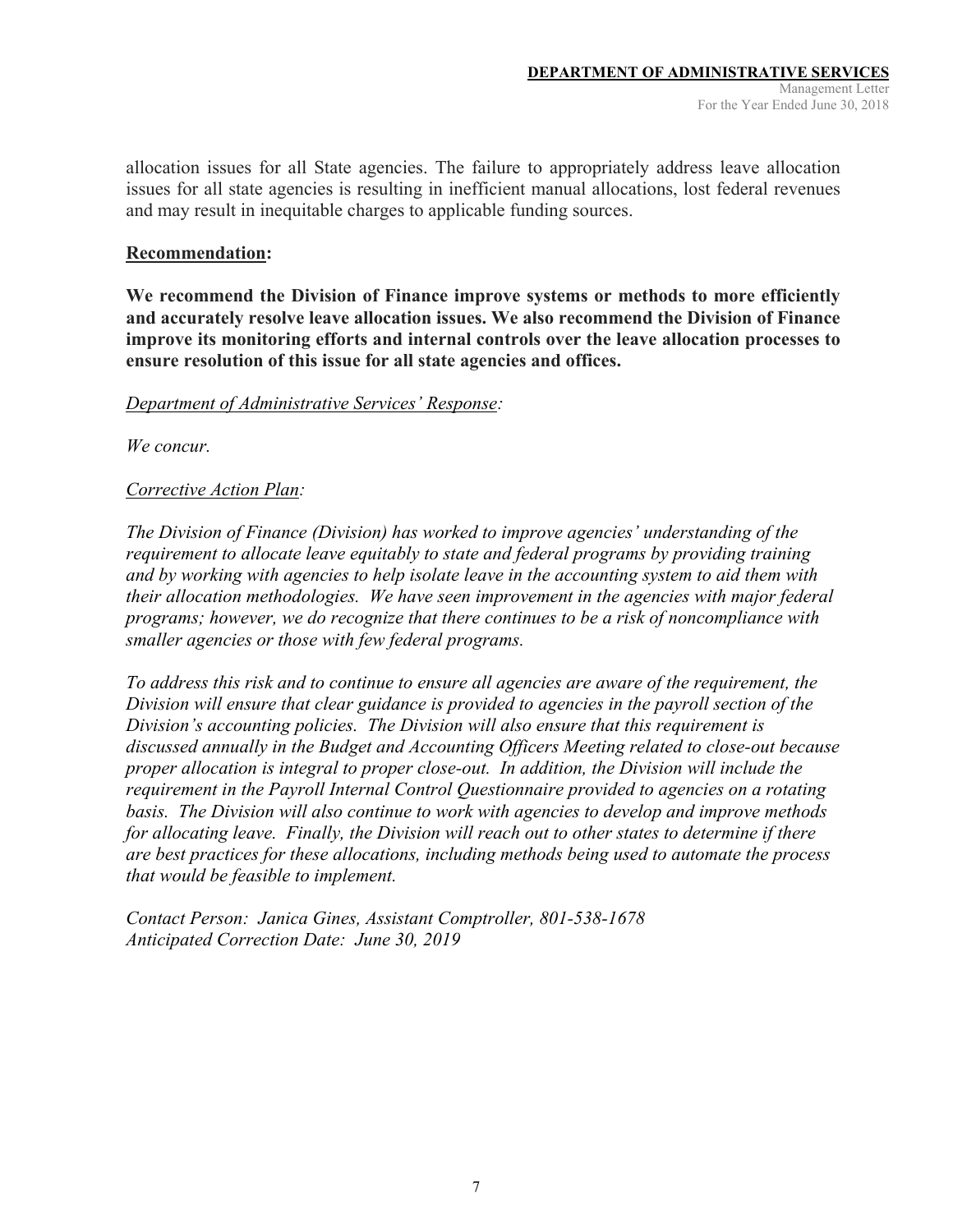allocation issues for all State agencies. The failure to appropriately address leave allocation issues for all state agencies is resulting in inefficient manual allocations, lost federal revenues and may result in inequitable charges to applicable funding sources.

**Recommendation:**

**We recommend the Division of Finance improve systems or methods to more efficiently and accurately resolve leave allocation issues. We also recommend the Division of Finance improve its monitoring efforts and internal controls over the leave allocation processes to ensure resolution of this issue for all state agencies and offices.**

*Department of Administrative Services' Response:*

*We concur.*

*Corrective Action Plan:*

*The Division of Finance (Division) has worked to improve agencies' understanding of the requirement to allocate leave equitably to state and federal programs by providing training and by working with agencies to help isolate leave in the accounting system to aid them with their allocation methodologies. We have seen improvement in the agencies with major federal programs; however, we do recognize that there continues to be a risk of noncompliance with smaller agencies or those with few federal programs.*

*To address this risk and to continue to ensure all agencies are aware of the requirement, the Division will ensure that clear guidance is provided to agencies in the payroll section of the Division's accounting policies. The Division will also ensure that this requirement is discussed annually in the Budget and Accounting Officers Meeting related to close-out because proper allocation is integral to proper close-out. In addition, the Division will include the requirement in the Payroll Internal Control Questionnaire provided to agencies on a rotating basis. The Division will also continue to work with agencies to develop and improve methods for allocating leave. Finally, the Division will reach out to other states to determine if there are best practices for these allocations, including methods being used to automate the process that would be feasible to implement.*

*Contact Person: Janica Gines, Assistant Comptroller, 801-538-1678*
*Anticipated Correction Date: June 30, 2019*